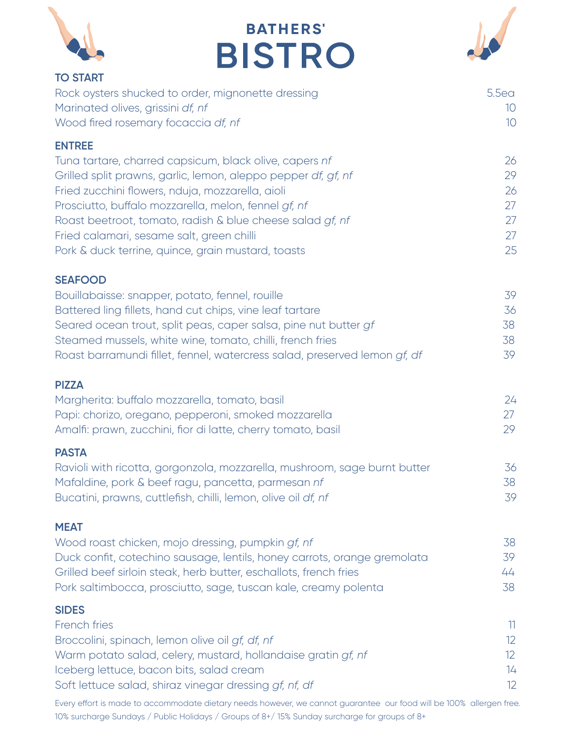# BATHERS' BISTRO

## TO START

| | |
|---|---|
| Rock oysters shucked to order, mignonette dressing | 5.5ea |
| Marinated olives, grissini *df, nf* | 10 |
| Wood fired rosemary focaccia *df, nf* | 10 |

## ENTREE

| | |
|---|---|
| Tuna tartare, charred capsicum, black olive, capers *nf* | 26 |
| Grilled split prawns, garlic, lemon, aleppo pepper *df, gf, nf* | 29 |
| Fried zucchini flowers, nduja, mozzarella, aioli | 26 |
| Prosciutto, buffalo mozzarella, melon, fennel *gf, nf* | 27 |
| Roast beetroot, tomato, radish & blue cheese salad *gf, nf* | 27 |
| Fried calamari, sesame salt, green chilli | 27 |
| Pork & duck terrine, quince, grain mustard, toasts | 25 |

## SEAFOOD

| | |
|---|---|
| Bouillabaisse: snapper, potato, fennel, rouille | 39 |
| Battered ling fillets, hand cut chips, vine leaf tartare | 36 |
| Seared ocean trout, split peas, caper salsa, pine nut butter *gf* | 38 |
| Steamed mussels, white wine, tomato, chilli, french fries | 38 |
| Roast barramundi fillet, fennel, watercress salad, preserved lemon *gf, df* | 39 |

## PIZZA

| | |
|---|---|
| Margherita: buffalo mozzarella, tomato, basil | 24 |
| Papi: chorizo, oregano, pepperoni, smoked mozzarella | 27 |
| Amalfi: prawn, zucchini, fior di latte, cherry tomato, basil | 29 |

## PASTA

| | |
|---|---|
| Ravioli with ricotta, gorgonzola, mozzarella, mushroom, sage burnt butter | 36 |
| Mafaldine, pork & beef ragu, pancetta, parmesan *nf* | 38 |
| Bucatini, prawns, cuttlefish, chilli, lemon, olive oil *df, nf* | 39 |

## MEAT

| | |
|---|---|
| Wood roast chicken, mojo dressing, pumpkin *gf, nf* | 38 |
| Duck confit, cotechino sausage, lentils, honey carrots, orange gremolata | 39 |
| Grilled beef sirloin steak, herb butter, eschallots, french fries | 44 |
| Pork saltimbocca, prosciutto, sage, tuscan kale, creamy polenta | 38 |

## SIDES

| | |
|---|---|
| French fries | 11 |
| Broccolini, spinach, lemon olive oil *gf, df, nf* | 12 |
| Warm potato salad, celery, mustard, hollandaise gratin *gf, nf* | 12 |
| Iceberg lettuce, bacon bits, salad cream | 14 |
| Soft lettuce salad, shiraz vinegar dressing *gf, nf, df* | 12 |

Every effort is made to accommodate dietary needs however, we cannot guarantee our food will be 100% allergen free.
10% surcharge Sundays / Public Holidays / Groups of 8+/ 15% Sunday surcharge for groups of 8+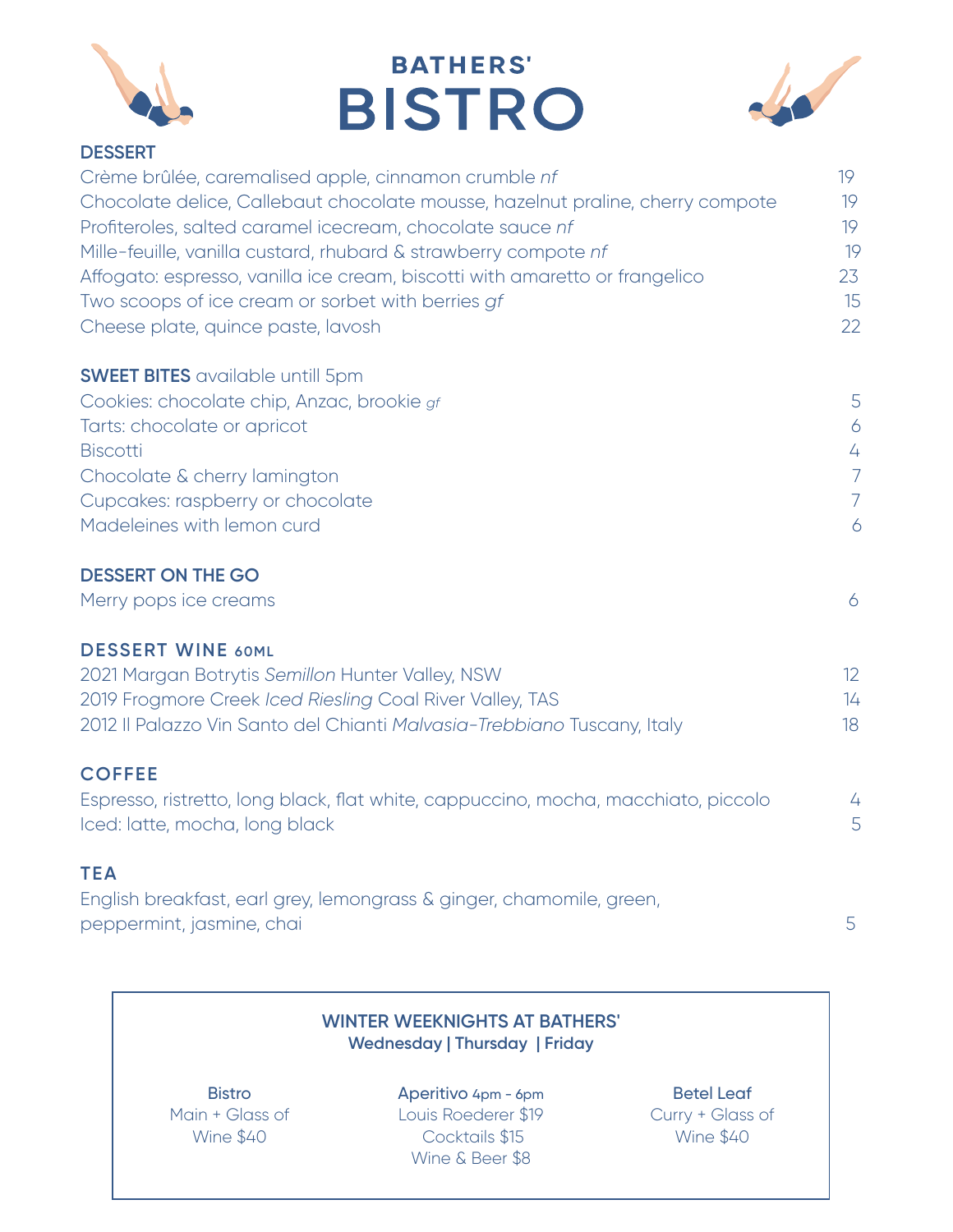# BATHERS' BISTRO

## DESSERT

| | |
|---|---|
| Crème brûlée, caremalised apple, cinnamon crumble *nf* | 19 |
| Chocolate delice, Callebaut chocolate mousse, hazelnut praline, cherry compote | 19 |
| Profiteroles, salted caramel icecream, chocolate sauce *nf* | 19 |
| Mille-feuille, vanilla custard, rhubard & strawberry compote *nf* | 19 |
| Affogato: espresso, vanilla ice cream, biscotti with amaretto or frangelico | 23 |
| Two scoops of ice cream or sorbet with berries *gf* | 15 |
| Cheese plate, quince paste, lavosh | 22 |

## SWEET BITES available untill 5pm

| | |
|---|---|
| Cookies: chocolate chip, Anzac, brookie *gf* | 5 |
| Tarts: chocolate or apricot | 6 |
| Biscotti | 4 |
| Chocolate & cherry lamington | 7 |
| Cupcakes: raspberry or chocolate | 7 |
| Madeleines with lemon curd | 6 |

## DESSERT ON THE GO

| | |
|---|---|
| Merry pops ice creams | 6 |

## DESSERT WINE 60ML

| | |
|---|---|
| 2021 Margan Botrytis *Semillon* Hunter Valley, NSW | 12 |
| 2019 Frogmore Creek *Iced Riesling* Coal River Valley, TAS | 14 |
| 2012 Il Palazzo Vin Santo del Chianti *Malvasia-Trebbiano* Tuscany, Italy | 18 |

## COFFEE

| | |
|---|---|
| Espresso, ristretto, long black, flat white, cappuccino, mocha, macchiato, piccolo | 4 |
| Iced: latte, mocha, long black | 5 |

## TEA

| | |
|---|---|
| English breakfast, earl grey, lemongrass & ginger, chamomile, green, peppermint, jasmine, chai | 5 |

---

**WINTER WEEKNIGHTS AT BATHERS'**
**Wednesday | Thursday | Friday**

**Bistro**
Main + Glass of Wine $40

**Aperitivo** 4pm - 6pm
Louis Roederer $19
Cocktails $15
Wine & Beer $8

**Betel Leaf**
Curry + Glass of Wine $40